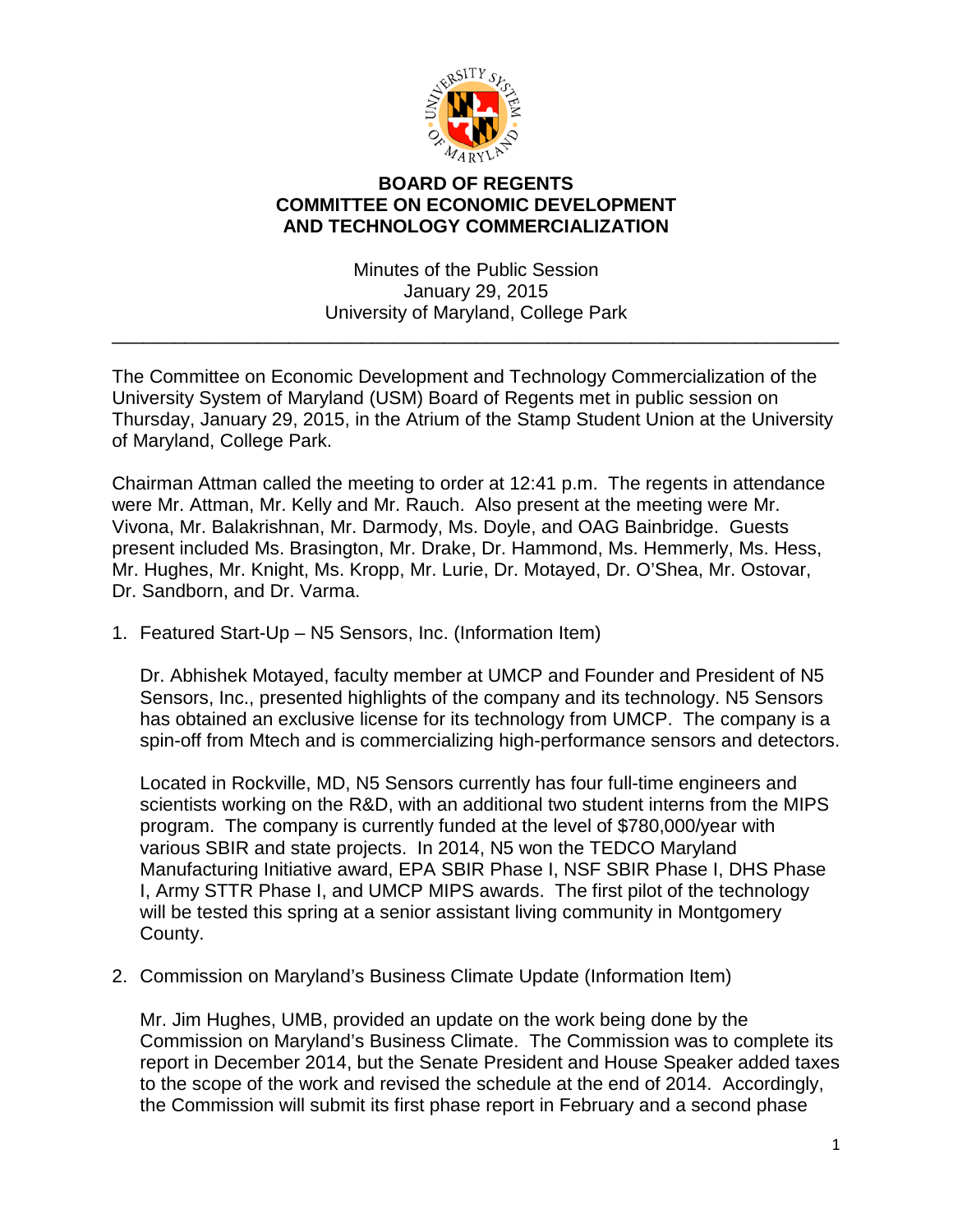**BOARD OF REGENTS**
**COMMITTEE ON ECONOMIC DEVELOPMENT AND TECHNOLOGY COMMERCIALIZATION**

Minutes of the Public Session
January 29, 2015
University of Maryland, College Park

---

The Committee on Economic Development and Technology Commercialization of the University System of Maryland (USM) Board of Regents met in public session on Thursday, January 29, 2015, in the Atrium of the Stamp Student Union at the University of Maryland, College Park.

Chairman Attman called the meeting to order at 12:41 p.m. The regents in attendance were Mr. Attman, Mr. Kelly and Mr. Rauch. Also present at the meeting were Mr. Vivona, Mr. Balakrishnan, Mr. Darmody, Ms. Doyle, and OAG Bainbridge. Guests present included Ms. Brasington, Mr. Drake, Dr. Hammond, Ms. Hemmerly, Ms. Hess, Mr. Hughes, Mr. Knight, Ms. Kropp, Mr. Lurie, Dr. Motayed, Dr. O'Shea, Mr. Ostovar, Dr. Sandborn, and Dr. Varma.

1. Featured Start-Up – N5 Sensors, Inc. (Information Item)

   Dr. Abhishek Motayed, faculty member at UMCP and Founder and President of N5 Sensors, Inc., presented highlights of the company and its technology. N5 Sensors has obtained an exclusive license for its technology from UMCP. The company is a spin-off from Mtech and is commercializing high-performance sensors and detectors.

   Located in Rockville, MD, N5 Sensors currently has four full-time engineers and scientists working on the R&D, with an additional two student interns from the MIPS program. The company is currently funded at the level of $780,000/year with various SBIR and state projects. In 2014, N5 won the TEDCO Maryland Manufacturing Initiative award, EPA SBIR Phase I, NSF SBIR Phase I, DHS Phase I, Army STTR Phase I, and UMCP MIPS awards. The first pilot of the technology will be tested this spring at a senior assistant living community in Montgomery County.

2. Commission on Maryland's Business Climate Update (Information Item)

   Mr. Jim Hughes, UMB, provided an update on the work being done by the Commission on Maryland's Business Climate. The Commission was to complete its report in December 2014, but the Senate President and House Speaker added taxes to the scope of the work and revised the schedule at the end of 2014. Accordingly, the Commission will submit its first phase report in February and a second phase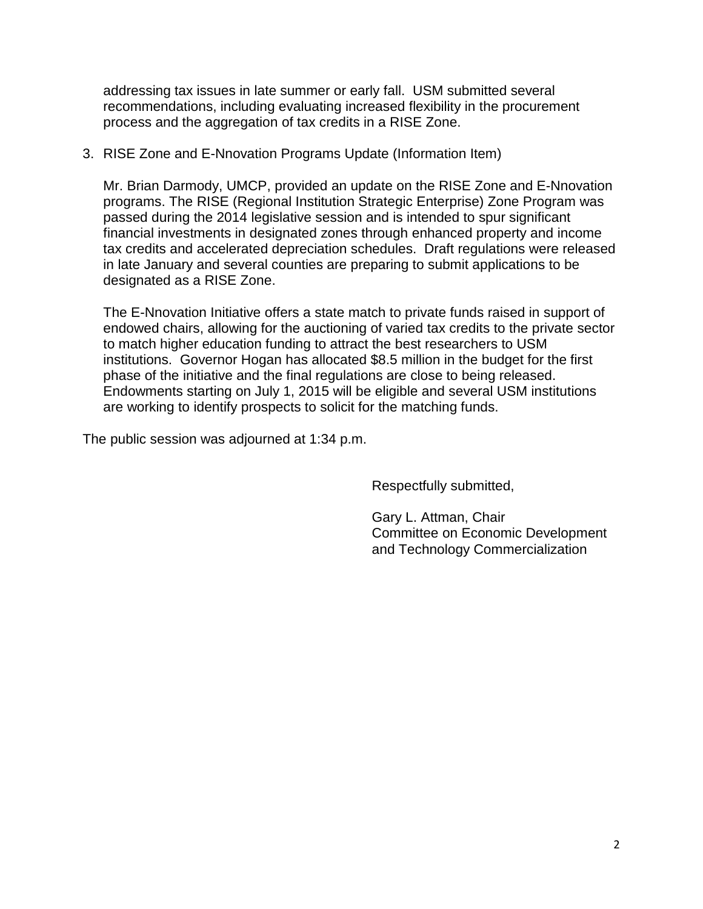addressing tax issues in late summer or early fall. USM submitted several recommendations, including evaluating increased flexibility in the procurement process and the aggregation of tax credits in a RISE Zone.

3. RISE Zone and E-Nnovation Programs Update (Information Item)

   Mr. Brian Darmody, UMCP, provided an update on the RISE Zone and E-Nnovation programs. The RISE (Regional Institution Strategic Enterprise) Zone Program was passed during the 2014 legislative session and is intended to spur significant financial investments in designated zones through enhanced property and income tax credits and accelerated depreciation schedules. Draft regulations were released in late January and several counties are preparing to submit applications to be designated as a RISE Zone.

   The E-Nnovation Initiative offers a state match to private funds raised in support of endowed chairs, allowing for the auctioning of varied tax credits to the private sector to match higher education funding to attract the best researchers to USM institutions. Governor Hogan has allocated $8.5 million in the budget for the first phase of the initiative and the final regulations are close to being released. Endowments starting on July 1, 2015 will be eligible and several USM institutions are working to identify prospects to solicit for the matching funds.

The public session was adjourned at 1:34 p.m.

Respectfully submitted,

Gary L. Attman, Chair
Committee on Economic Development
and Technology Commercialization